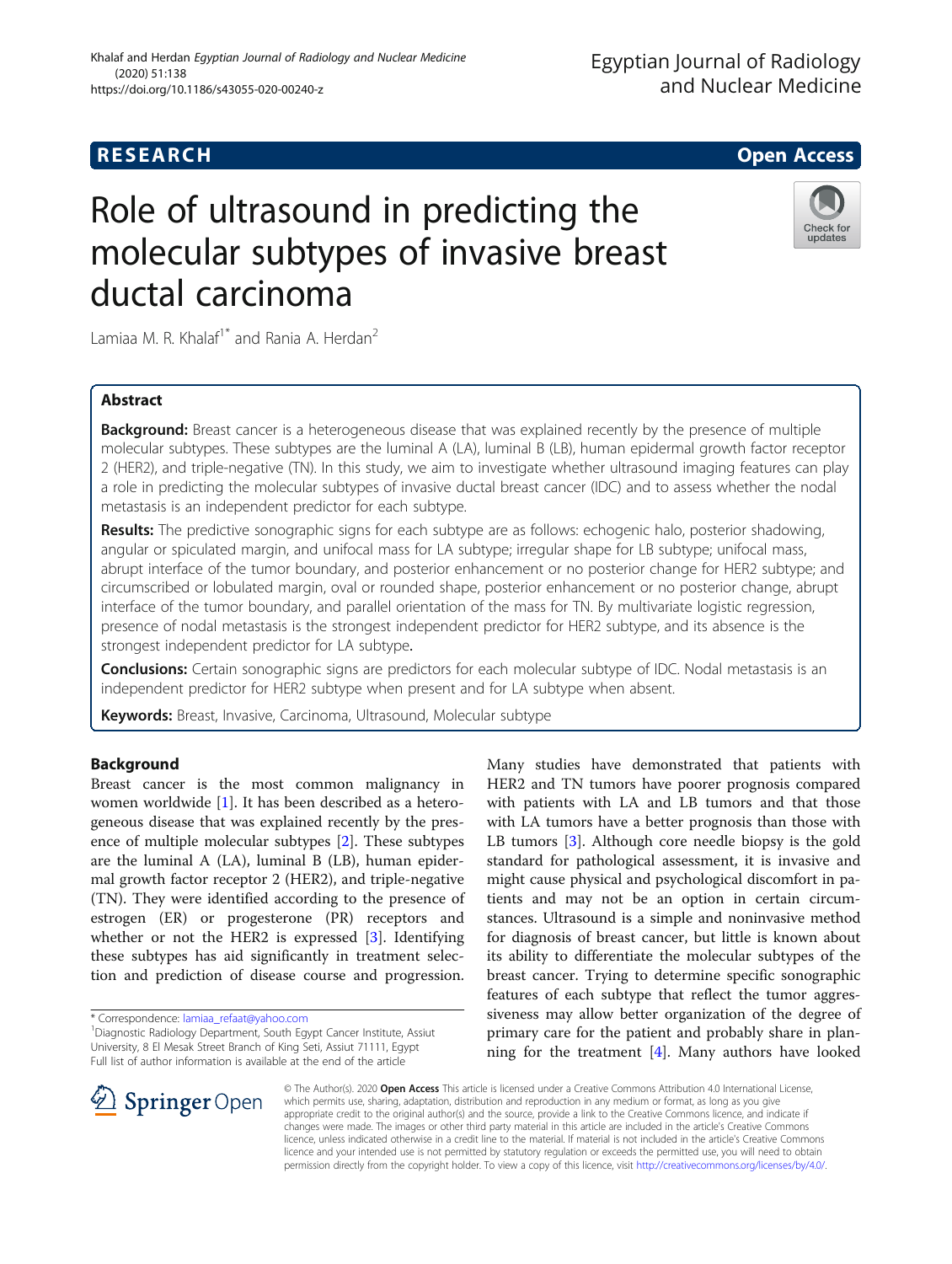**RESEARCH** **Open Access**

# Role of ultrasound in predicting the molecular subtypes of invasive breast ductal carcinoma

Lamiaa M. R. Khalaf[1*] and Rania A. Herdan[2]

## Abstract

**Background:** Breast cancer is a heterogeneous disease that was explained recently by the presence of multiple molecular subtypes. These subtypes are the luminal A (LA), luminal B (LB), human epidermal growth factor receptor 2 (HER2), and triple-negative (TN). In this study, we aim to investigate whether ultrasound imaging features can play a role in predicting the molecular subtypes of invasive ductal breast cancer (IDC) and to assess whether the nodal metastasis is an independent predictor for each subtype.

**Results:** The predictive sonographic signs for each subtype are as follows: echogenic halo, posterior shadowing, angular or spiculated margin, and unifocal mass for LA subtype; irregular shape for LB subtype; unifocal mass, abrupt interface of the tumor boundary, and posterior enhancement or no posterior change for HER2 subtype; and circumscribed or lobulated margin, oval or rounded shape, posterior enhancement or no posterior change, abrupt interface of the tumor boundary, and parallel orientation of the mass for TN. By multivariate logistic regression, presence of nodal metastasis is the strongest independent predictor for HER2 subtype, and its absence is the strongest independent predictor for LA subtype.

**Conclusions:** Certain sonographic signs are predictors for each molecular subtype of IDC. Nodal metastasis is an independent predictor for HER2 subtype when present and for LA subtype when absent.

**Keywords:** Breast, Invasive, Carcinoma, Ultrasound, Molecular subtype

## Background

Breast cancer is the most common malignancy in women worldwide [1]. It has been described as a heterogeneous disease that was explained recently by the presence of multiple molecular subtypes [2]. These subtypes are the luminal A (LA), luminal B (LB), human epidermal growth factor receptor 2 (HER2), and triple-negative (TN). They were identified according to the presence of estrogen (ER) or progesterone (PR) receptors and whether or not the HER2 is expressed [3]. Identifying these subtypes has aid significantly in treatment selection and prediction of disease course and progression. Many studies have demonstrated that patients with HER2 and TN tumors have poorer prognosis compared with patients with LA and LB tumors and that those with LA tumors have a better prognosis than those with LB tumors [3]. Although core needle biopsy is the gold standard for pathological assessment, it is invasive and might cause physical and psychological discomfort in patients and may not be an option in certain circumstances. Ultrasound is a simple and noninvasive method for diagnosis of breast cancer, but little is known about its ability to differentiate the molecular subtypes of the breast cancer. Trying to determine specific sonographic features of each subtype that reflect the tumor aggressiveness may allow better organization of the degree of primary care for the patient and probably share in planning for the treatment [4]. Many authors have looked

\* Correspondence: lamiaa_refaat@yahoo.com

[1]Diagnostic Radiology Department, South Egypt Cancer Institute, Assiut University, 8 El Mesak Street Branch of King Seti, Assiut 71111, Egypt

Full list of author information is available at the end of the article

© The Author(s). 2020 **Open Access** This article is licensed under a Creative Commons Attribution 4.0 International License, which permits use, sharing, adaptation, distribution and reproduction in any medium or format, as long as you give appropriate credit to the original author(s) and the source, provide a link to the Creative Commons licence, and indicate if changes were made. The images or other third party material in this article are included in the article's Creative Commons licence, unless indicated otherwise in a credit line to the material. If material is not included in the article's Creative Commons licence and your intended use is not permitted by statutory regulation or exceeds the permitted use, you will need to obtain permission directly from the copyright holder. To view a copy of this licence, visit http://creativecommons.org/licenses/by/4.0/.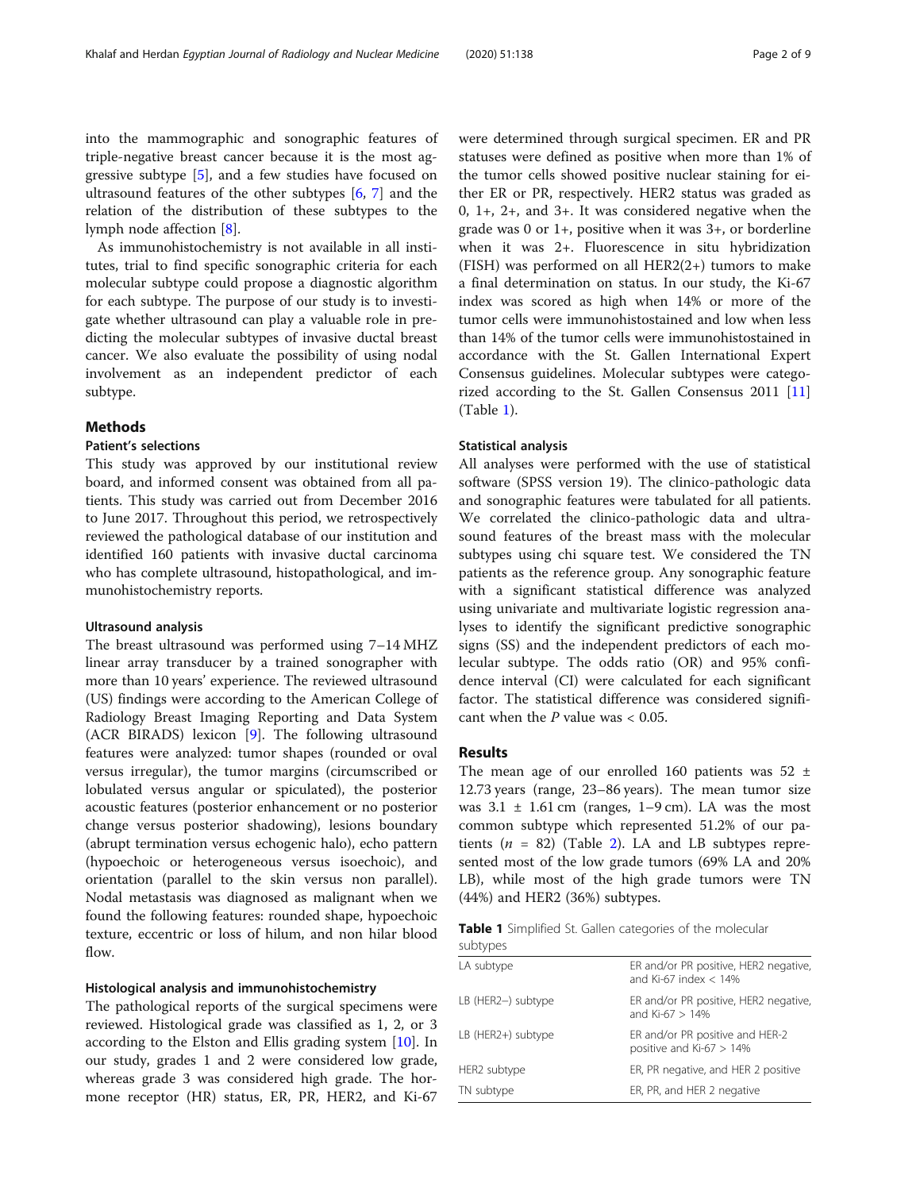into the mammographic and sonographic features of triple-negative breast cancer because it is the most aggressive subtype [5], and a few studies have focused on ultrasound features of the other subtypes [6, 7] and the relation of the distribution of these subtypes to the lymph node affection [8].

As immunohistochemistry is not available in all institutes, trial to find specific sonographic criteria for each molecular subtype could propose a diagnostic algorithm for each subtype. The purpose of our study is to investigate whether ultrasound can play a valuable role in predicting the molecular subtypes of invasive ductal breast cancer. We also evaluate the possibility of using nodal involvement as an independent predictor of each subtype.

## Methods

### Patient's selections

This study was approved by our institutional review board, and informed consent was obtained from all patients. This study was carried out from December 2016 to June 2017. Throughout this period, we retrospectively reviewed the pathological database of our institution and identified 160 patients with invasive ductal carcinoma who has complete ultrasound, histopathological, and immunohistochemistry reports.

### Ultrasound analysis

The breast ultrasound was performed using 7–14 MHZ linear array transducer by a trained sonographer with more than 10 years' experience. The reviewed ultrasound (US) findings were according to the American College of Radiology Breast Imaging Reporting and Data System (ACR BIRADS) lexicon [9]. The following ultrasound features were analyzed: tumor shapes (rounded or oval versus irregular), the tumor margins (circumscribed or lobulated versus angular or spiculated), the posterior acoustic features (posterior enhancement or no posterior change versus posterior shadowing), lesions boundary (abrupt termination versus echogenic halo), echo pattern (hypoechoic or heterogeneous versus isoechoic), and orientation (parallel to the skin versus non parallel). Nodal metastasis was diagnosed as malignant when we found the following features: rounded shape, hypoechoic texture, eccentric or loss of hilum, and non hilar blood flow.

### Histological analysis and immunohistochemistry

The pathological reports of the surgical specimens were reviewed. Histological grade was classified as 1, 2, or 3 according to the Elston and Ellis grading system [10]. In our study, grades 1 and 2 were considered low grade, whereas grade 3 was considered high grade. The hormone receptor (HR) status, ER, PR, HER2, and Ki-67 were determined through surgical specimen. ER and PR statuses were defined as positive when more than 1% of the tumor cells showed positive nuclear staining for either ER or PR, respectively. HER2 status was graded as 0, 1+, 2+, and 3+. It was considered negative when the grade was 0 or 1+, positive when it was 3+, or borderline when it was 2+. Fluorescence in situ hybridization (FISH) was performed on all HER2(2+) tumors to make a final determination on status. In our study, the Ki-67 index was scored as high when 14% or more of the tumor cells were immunohistostained and low when less than 14% of the tumor cells were immunohistostained in accordance with the St. Gallen International Expert Consensus guidelines. Molecular subtypes were categorized according to the St. Gallen Consensus 2011 [11] (Table 1).

### Statistical analysis

All analyses were performed with the use of statistical software (SPSS version 19). The clinico-pathologic data and sonographic features were tabulated for all patients. We correlated the clinico-pathologic data and ultrasound features of the breast mass with the molecular subtypes using chi square test. We considered the TN patients as the reference group. Any sonographic feature with a significant statistical difference was analyzed using univariate and multivariate logistic regression analyses to identify the significant predictive sonographic signs (SS) and the independent predictors of each molecular subtype. The odds ratio (OR) and 95% confidence interval (CI) were calculated for each significant factor. The statistical difference was considered significant when the *P* value was < 0.05.

## Results

The mean age of our enrolled 160 patients was 52 ± 12.73 years (range, 23–86 years). The mean tumor size was 3.1 ± 1.61 cm (ranges, 1–9 cm). LA was the most common subtype which represented 51.2% of our patients (*n* = 82) (Table 2). LA and LB subtypes represented most of the low grade tumors (69% LA and 20% LB), while most of the high grade tumors were TN (44%) and HER2 (36%) subtypes.

**Table 1** Simplified St. Gallen categories of the molecular subtypes

| | |
|---|---|
| LA subtype | ER and/or PR positive, HER2 negative, and Ki-67 index < 14% |
| LB (HER2−) subtype | ER and/or PR positive, HER2 negative, and Ki-67 > 14% |
| LB (HER2+) subtype | ER and/or PR positive and HER-2 positive and Ki-67 > 14% |
| HER2 subtype | ER, PR negative, and HER 2 positive |
| TN subtype | ER, PR, and HER 2 negative |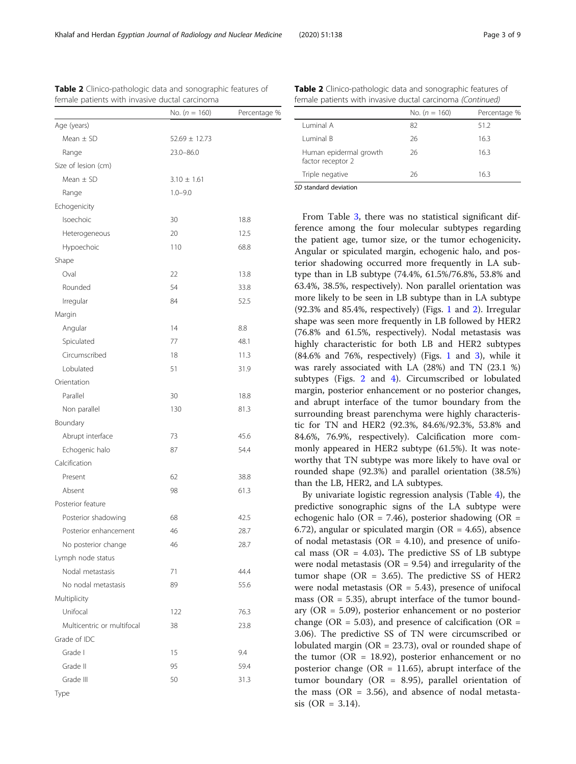**Table 2** Clinico-pathologic data and sonographic features of female patients with invasive ductal carcinoma

| | No. (*n* = 160) | Percentage % |
|---|---|---|
| Age (years) | | |
| Mean ± SD | 52.69 ± 12.73 | |
| Range | 23.0–86.0 | |
| Size of lesion (cm) | | |
| Mean ± SD | 3.10 ± 1.61 | |
| Range | 1.0–9.0 | |
| Echogenicity | | |
| Isoechoic | 30 | 18.8 |
| Heterogeneous | 20 | 12.5 |
| Hypoechoic | 110 | 68.8 |
| Shape | | |
| Oval | 22 | 13.8 |
| Rounded | 54 | 33.8 |
| Irregular | 84 | 52.5 |
| Margin | | |
| Angular | 14 | 8.8 |
| Spiculated | 77 | 48.1 |
| Circumscribed | 18 | 11.3 |
| Lobulated | 51 | 31.9 |
| Orientation | | |
| Parallel | 30 | 18.8 |
| Non parallel | 130 | 81.3 |
| Boundary | | |
| Abrupt interface | 73 | 45.6 |
| Echogenic halo | 87 | 54.4 |
| Calcification | | |
| Present | 62 | 38.8 |
| Absent | 98 | 61.3 |
| Posterior feature | | |
| Posterior shadowing | 68 | 42.5 |
| Posterior enhancement | 46 | 28.7 |
| No posterior change | 46 | 28.7 |
| Lymph node status | | |
| Nodal metastasis | 71 | 44.4 |
| No nodal metastasis | 89 | 55.6 |
| Multiplicity | | |
| Unifocal | 122 | 76.3 |
| Multicentric or multifocal | 38 | 23.8 |
| Grade of IDC | | |
| Grade I | 15 | 9.4 |
| Grade II | 95 | 59.4 |
| Grade III | 50 | 31.3 |
| Type | | |
| Luminal A | 82 | 51.2 |
| Luminal B | 26 | 16.3 |
| Human epidermal growth factor receptor 2 | 26 | 16.3 |
| Triple negative | 26 | 16.3 |

*SD* standard deviation

From Table 3, there was no statistical significant difference among the four molecular subtypes regarding the patient age, tumor size, or the tumor echogenicity**.** Angular or spiculated margin, echogenic halo, and posterior shadowing occurred more frequently in LA subtype than in LB subtype (74.4%, 61.5%/76.8%, 53.8% and 63.4%, 38.5%, respectively). Non parallel orientation was more likely to be seen in LB subtype than in LA subtype (92.3% and 85.4%, respectively) (Figs. 1 and 2). Irregular shape was seen more frequently in LB followed by HER2 (76.8% and 61.5%, respectively). Nodal metastasis was highly characteristic for both LB and HER2 subtypes (84.6% and 76%, respectively) (Figs. 1 and 3), while it was rarely associated with LA (28%) and TN (23.1 %) subtypes (Figs. 2 and 4). Circumscribed or lobulated margin, posterior enhancement or no posterior changes, and abrupt interface of the tumor boundary from the surrounding breast parenchyma were highly characteristic for TN and HER2 (92.3%, 84.6%/92.3%, 53.8% and 84.6%, 76.9%, respectively). Calcification more commonly appeared in HER2 subtype (61.5%). It was noteworthy that TN subtype was more likely to have oval or rounded shape (92.3%) and parallel orientation (38.5%) than the LB, HER2, and LA subtypes.

By univariate logistic regression analysis (Table 4), the predictive sonographic signs of the LA subtype were echogenic halo (OR = 7.46), posterior shadowing (OR = 6.72), angular or spiculated margin (OR = 4.65), absence of nodal metastasis (OR = 4.10), and presence of unifocal mass (OR = 4.03)**.** The predictive SS of LB subtype were nodal metastasis (OR = 9.54) and irregularity of the tumor shape (OR = 3.65). The predictive SS of HER2 were nodal metastasis (OR = 5.43), presence of unifocal mass (OR = 5.35), abrupt interface of the tumor boundary (OR = 5.09), posterior enhancement or no posterior change (OR = 5.03), and presence of calcification (OR = 3.06). The predictive SS of TN were circumscribed or lobulated margin (OR = 23.73), oval or rounded shape of the tumor (OR = 18.92), posterior enhancement or no posterior change (OR = 11.65), abrupt interface of the tumor boundary (OR = 8.95), parallel orientation of the mass (OR = 3.56), and absence of nodal metastasis (OR = 3.14).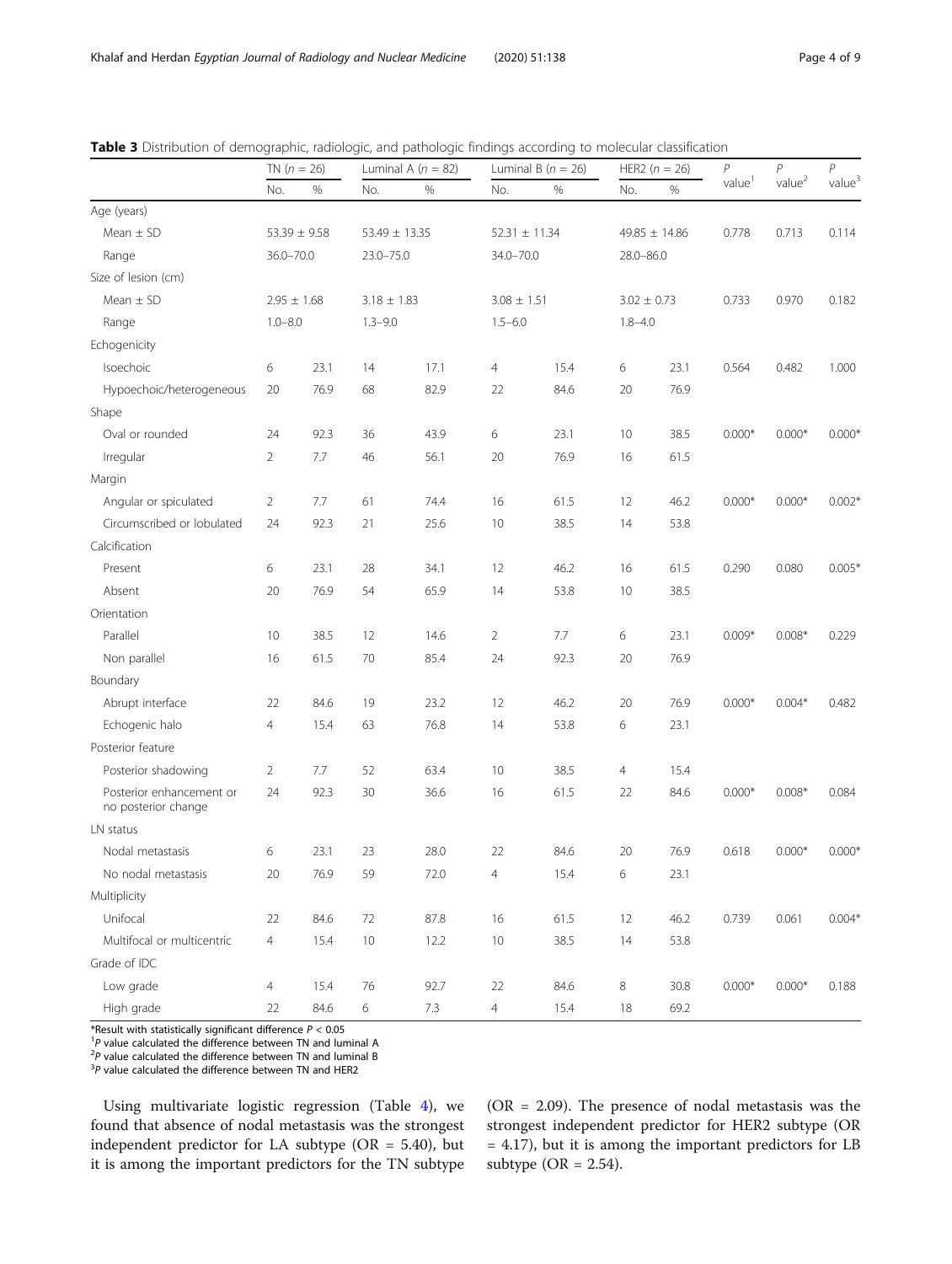**Table 3** Distribution of demographic, radiologic, and pathologic findings according to molecular classification

| | TN ($n = 26$) | | Luminal A ($n = 82$) | | Luminal B ($n = 26$) | | HER2 ($n = 26$) | | $P$ value[1] | $P$ value[2] | $P$ value[3] |
|---|---|---|---|---|---|---|---|---|---|---|---|
| | No. | % | No. | % | No. | % | No. | % | | | |
| Age (years) | | | | | | | | | | | |
| Mean ± SD | 53.39 ± 9.58 | | 53.49 ± 13.35 | | 52.31 ± 11.34 | | 49.85 ± 14.86 | | 0.778 | 0.713 | 0.114 |
| Range | 36.0–70.0 | | 23.0–75.0 | | 34.0–70.0 | | 28.0–86.0 | | | | |
| Size of lesion (cm) | | | | | | | | | | | |
| Mean ± SD | 2.95 ± 1.68 | | 3.18 ± 1.83 | | 3.08 ± 1.51 | | 3.02 ± 0.73 | | 0.733 | 0.970 | 0.182 |
| Range | 1.0–8.0 | | 1.3–9.0 | | 1.5–6.0 | | 1.8–4.0 | | | | |
| Echogenicity | | | | | | | | | | | |
| Isoechoic | 6 | 23.1 | 14 | 17.1 | 4 | 15.4 | 6 | 23.1 | 0.564 | 0.482 | 1.000 |
| Hypoechoic/heterogeneous | 20 | 76.9 | 68 | 82.9 | 22 | 84.6 | 20 | 76.9 | | | |
| Shape | | | | | | | | | | | |
| Oval or rounded | 24 | 92.3 | 36 | 43.9 | 6 | 23.1 | 10 | 38.5 | 0.000* | 0.000* | 0.000* |
| Irregular | 2 | 7.7 | 46 | 56.1 | 20 | 76.9 | 16 | 61.5 | | | |
| Margin | | | | | | | | | | | |
| Angular or spiculated | 2 | 7.7 | 61 | 74.4 | 16 | 61.5 | 12 | 46.2 | 0.000* | 0.000* | 0.002* |
| Circumscribed or lobulated | 24 | 92.3 | 21 | 25.6 | 10 | 38.5 | 14 | 53.8 | | | |
| Calcification | | | | | | | | | | | |
| Present | 6 | 23.1 | 28 | 34.1 | 12 | 46.2 | 16 | 61.5 | 0.290 | 0.080 | 0.005* |
| Absent | 20 | 76.9 | 54 | 65.9 | 14 | 53.8 | 10 | 38.5 | | | |
| Orientation | | | | | | | | | | | |
| Parallel | 10 | 38.5 | 12 | 14.6 | 2 | 7.7 | 6 | 23.1 | 0.009* | 0.008* | 0.229 |
| Non parallel | 16 | 61.5 | 70 | 85.4 | 24 | 92.3 | 20 | 76.9 | | | |
| Boundary | | | | | | | | | | | |
| Abrupt interface | 22 | 84.6 | 19 | 23.2 | 12 | 46.2 | 20 | 76.9 | 0.000* | 0.004* | 0.482 |
| Echogenic halo | 4 | 15.4 | 63 | 76.8 | 14 | 53.8 | 6 | 23.1 | | | |
| Posterior feature | | | | | | | | | | | |
| Posterior shadowing | 2 | 7.7 | 52 | 63.4 | 10 | 38.5 | 4 | 15.4 | | | |
| Posterior enhancement or no posterior change | 24 | 92.3 | 30 | 36.6 | 16 | 61.5 | 22 | 84.6 | 0.000* | 0.008* | 0.084 |
| LN status | | | | | | | | | | | |
| Nodal metastasis | 6 | 23.1 | 23 | 28.0 | 22 | 84.6 | 20 | 76.9 | 0.618 | 0.000* | 0.000* |
| No nodal metastasis | 20 | 76.9 | 59 | 72.0 | 4 | 15.4 | 6 | 23.1 | | | |
| Multiplicity | | | | | | | | | | | |
| Unifocal | 22 | 84.6 | 72 | 87.8 | 16 | 61.5 | 12 | 46.2 | 0.739 | 0.061 | 0.004* |
| Multifocal or multicentric | 4 | 15.4 | 10 | 12.2 | 10 | 38.5 | 14 | 53.8 | | | |
| Grade of IDC | | | | | | | | | | | |
| Low grade | 4 | 15.4 | 76 | 92.7 | 22 | 84.6 | 8 | 30.8 | 0.000* | 0.000* | 0.188 |
| High grade | 22 | 84.6 | 6 | 7.3 | 4 | 15.4 | 18 | 69.2 | | | |

*Result with statistically significant difference $P < 0.05$

[1] $P$ value calculated the difference between TN and luminal A

[2] $P$ value calculated the difference between TN and luminal B

[3] $P$ value calculated the difference between TN and HER2

Using multivariate logistic regression (Table 4), we found that absence of nodal metastasis was the strongest independent predictor for LA subtype (OR = 5.40), but it is among the important predictors for the TN subtype (OR = 2.09). The presence of nodal metastasis was the strongest independent predictor for HER2 subtype (OR = 4.17), but it is among the important predictors for LB subtype (OR = 2.54).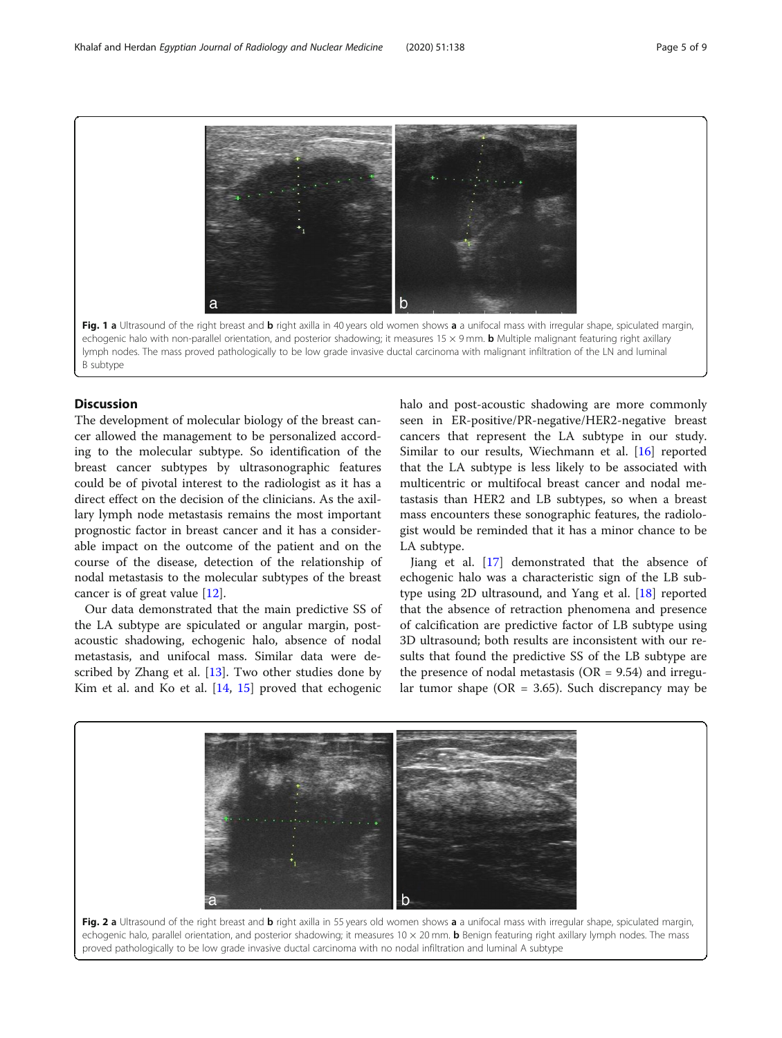**Fig. 1 a** Ultrasound of the right breast and **b** right axilla in 40 years old women shows **a** a unifocal mass with irregular shape, spiculated margin, echogenic halo with non-parallel orientation, and posterior shadowing; it measures 15 × 9 mm. **b** Multiple malignant featuring right axillary lymph nodes. The mass proved pathologically to be low grade invasive ductal carcinoma with malignant infiltration of the LN and luminal B subtype

## Discussion

The development of molecular biology of the breast cancer allowed the management to be personalized according to the molecular subtype. So identification of the breast cancer subtypes by ultrasonographic features could be of pivotal interest to the radiologist as it has a direct effect on the decision of the clinicians. As the axillary lymph node metastasis remains the most important prognostic factor in breast cancer and it has a considerable impact on the outcome of the patient and on the course of the disease, detection of the relationship of nodal metastasis to the molecular subtypes of the breast cancer is of great value [12].

Our data demonstrated that the main predictive SS of the LA subtype are spiculated or angular margin, post-acoustic shadowing, echogenic halo, absence of nodal metastasis, and unifocal mass. Similar data were described by Zhang et al. [13]. Two other studies done by Kim et al. and Ko et al. [14, 15] proved that echogenic halo and post-acoustic shadowing are more commonly seen in ER-positive/PR-negative/HER2-negative breast cancers that represent the LA subtype in our study. Similar to our results, Wiechmann et al. [16] reported that the LA subtype is less likely to be associated with multicentric or multifocal breast cancer and nodal metastasis than HER2 and LB subtypes, so when a breast mass encounters these sonographic features, the radiologist would be reminded that it has a minor chance to be LA subtype.

Jiang et al. [17] demonstrated that the absence of echogenic halo was a characteristic sign of the LB subtype using 2D ultrasound, and Yang et al. [18] reported that the absence of retraction phenomena and presence of calcification are predictive factor of LB subtype using 3D ultrasound; both results are inconsistent with our results that found the predictive SS of the LB subtype are the presence of nodal metastasis (OR = 9.54) and irregular tumor shape (OR = 3.65). Such discrepancy may be

**Fig. 2 a** Ultrasound of the right breast and **b** right axilla in 55 years old women shows **a** a unifocal mass with irregular shape, spiculated margin, echogenic halo, parallel orientation, and posterior shadowing; it measures 10 × 20 mm. **b** Benign featuring right axillary lymph nodes. The mass proved pathologically to be low grade invasive ductal carcinoma with no nodal infiltration and luminal A subtype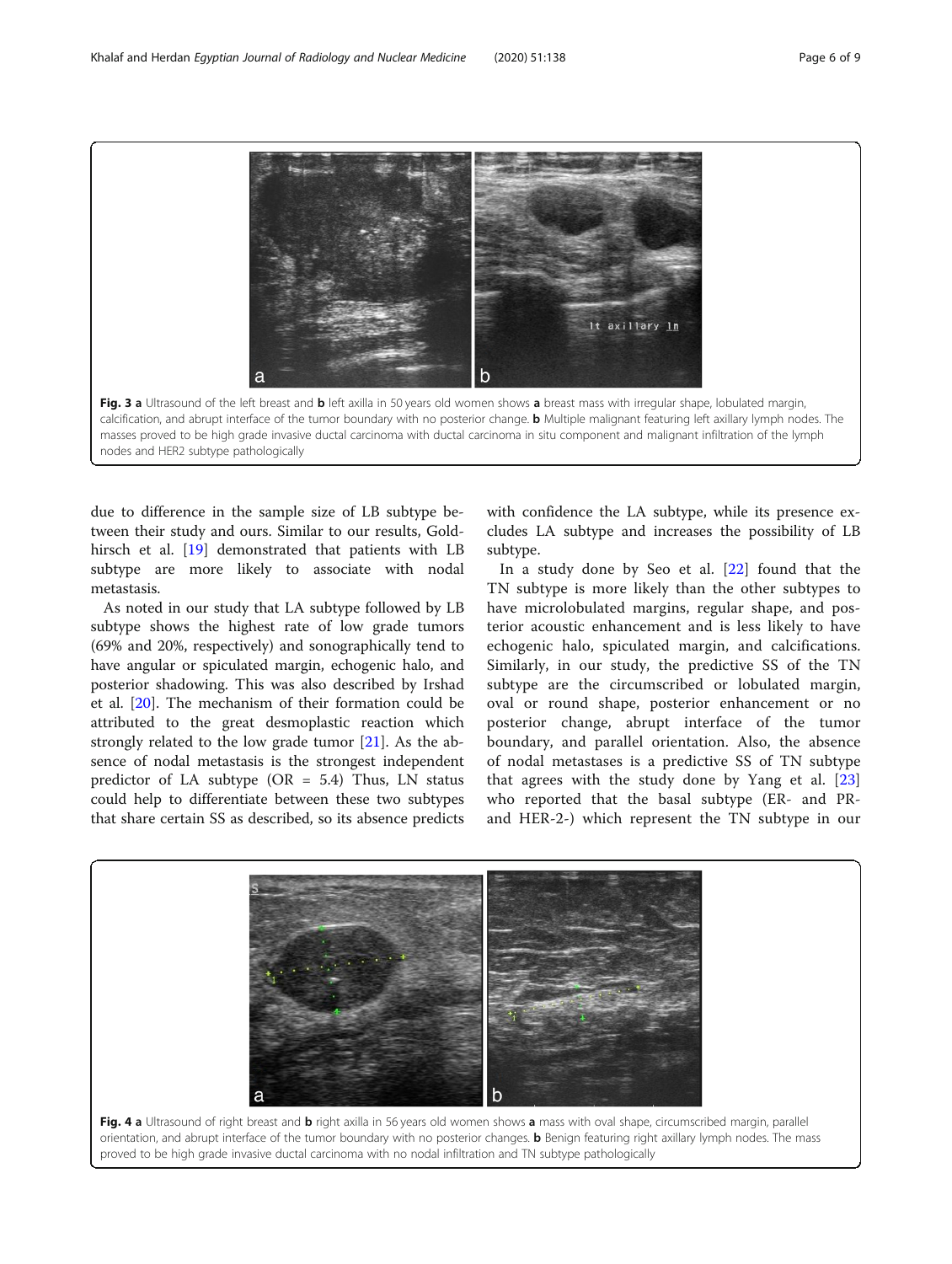**Fig. 3** **a** Ultrasound of the left breast and **b** left axilla in 50 years old women shows **a** breast mass with irregular shape, lobulated margin, calcification, and abrupt interface of the tumor boundary with no posterior change. **b** Multiple malignant featuring left axillary lymph nodes. The masses proved to be high grade invasive ductal carcinoma with ductal carcinoma in situ component and malignant infiltration of the lymph nodes and HER2 subtype pathologically

due to difference in the sample size of LB subtype between their study and ours. Similar to our results, Goldhirsch et al. [19] demonstrated that patients with LB subtype are more likely to associate with nodal metastasis.

As noted in our study that LA subtype followed by LB subtype shows the highest rate of low grade tumors (69% and 20%, respectively) and sonographically tend to have angular or spiculated margin, echogenic halo, and posterior shadowing. This was also described by Irshad et al. [20]. The mechanism of their formation could be attributed to the great desmoplastic reaction which strongly related to the low grade tumor [21]. As the absence of nodal metastasis is the strongest independent predictor of LA subtype (OR = 5.4) Thus, LN status could help to differentiate between these two subtypes that share certain SS as described, so its absence predicts with confidence the LA subtype, while its presence excludes LA subtype and increases the possibility of LB subtype.

In a study done by Seo et al. [22] found that the TN subtype is more likely than the other subtypes to have microlobulated margins, regular shape, and posterior acoustic enhancement and is less likely to have echogenic halo, spiculated margin, and calcifications. Similarly, in our study, the predictive SS of the TN subtype are the circumscribed or lobulated margin, oval or round shape, posterior enhancement or no posterior change, abrupt interface of the tumor boundary, and parallel orientation. Also, the absence of nodal metastases is a predictive SS of TN subtype that agrees with the study done by Yang et al. [23] who reported that the basal subtype (ER- and PR- and HER-2-) which represent the TN subtype in our

**Fig. 4** **a** Ultrasound of right breast and **b** right axilla in 56 years old women shows **a** mass with oval shape, circumscribed margin, parallel orientation, and abrupt interface of the tumor boundary with no posterior changes. **b** Benign featuring right axillary lymph nodes. The mass proved to be high grade invasive ductal carcinoma with no nodal infiltration and TN subtype pathologically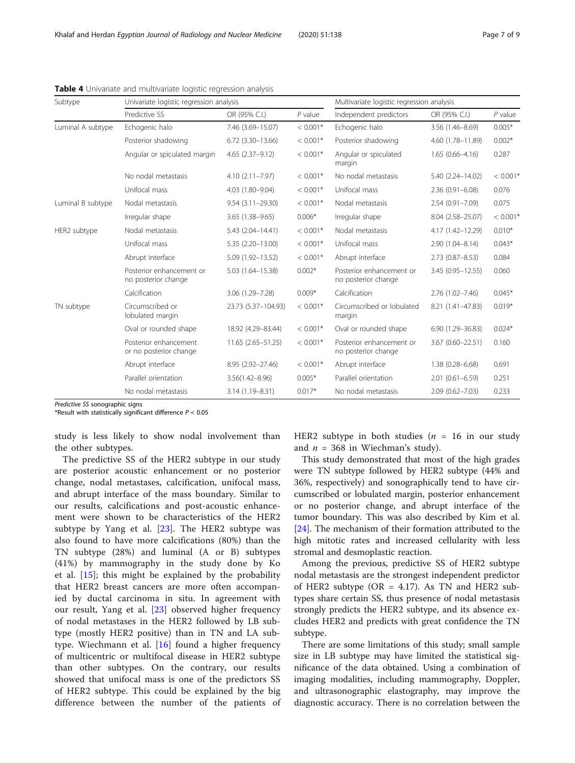**Table 4** Univariate and multivariate logistic regression analysis

| Subtype | Univariate logistic regression analysis | | | Multivariate logistic regression analysis | | |
|---|---|---|---|---|---|---|
| | Predictive SS | OR (95% C.I.) | P value | Independent predictors | OR (95% C.I.) | P value |
| Luminal A subtype | Echogenic halo | 7.46 (3.69–15.07) | < 0.001* | Echogenic halo | 3.56 (1.46–8.69) | 0.005* |
| | Posterior shadowing | 6.72 (3.30–13.66) | < 0.001* | Posterior shadowing | 4.60 (1.78–11.89) | 0.002* |
| | Angular or spiculated margin | 4.65 (2.37–9.12) | < 0.001* | Angular or spiculated margin | 1.65 (0.66–4.16) | 0.287 |
| | No nodal metastasis | 4.10 (2.11–7.97) | < 0.001* | No nodal metastasis | 5.40 (2.24–14.02) | < 0.001* |
| | Unifocal mass | 4.03 (1.80–9.04) | < 0.001* | Unifocal mass | 2.36 (0.91–6.08) | 0.076 |
| Luminal B subtype | Nodal metastasis | 9.54 (3.11–29.30) | < 0.001* | Nodal metastasis | 2.54 (0.91–7.09) | 0.075 |
| | Irregular shape | 3.65 (1.38–9.65) | 0.006* | Irregular shape | 8.04 (2.58–25.07) | < 0.001* |
| HER2 subtype | Nodal metastasis | 5.43 (2.04–14.41) | < 0.001* | Nodal metastasis | 4.17 (1.42–12.29) | 0.010* |
| | Unifocal mass | 5.35 (2.20–13.00) | < 0.001* | Unifocal mass | 2.90 (1.04–8.14) | 0.043* |
| | Abrupt interface | 5.09 (1.92–13.52) | < 0.001* | Abrupt interface | 2.73 (0.87–8.53) | 0.084 |
| | Posterior enhancement or no posterior change | 5.03 (1.64–15.38) | 0.002* | Posterior enhancement or no posterior change | 3.45 (0.95–12.55) | 0.060 |
| | Calcification | 3.06 (1.29–7.28) | 0.009* | Calcification | 2.76 (1.02–7.46) | 0.045* |
| TN subtype | Circumscribed or lobulated margin | 23.73 (5.37–104.93) | < 0.001* | Circumscribed or lobulated margin | 8.21 (1.41–47.83) | 0.019* |
| | Oval or rounded shape | 18.92 (4.29–83.44) | < 0.001* | Oval or rounded shape | 6.90 (1.29–36.83) | 0.024* |
| | Posterior enhancement or no posterior change | 11.65 (2.65–51.25) | < 0.001* | Posterior enhancement or no posterior change | 3.67 (0.60–22.51) | 0.160 |
| | Abrupt interface | 8.95 (2.92–27.46) | < 0.001* | Abrupt interface | 1.38 (0.28–6.68) | 0.691 |
| | Parallel orientation | 3.56(1.42–8.96) | 0.005* | Parallel orientation | 2.01 (0.61–6.59) | 0.251 |
| | No nodal metastasis | 3.14 (1.19–8.31) | 0.017* | No nodal metastasis | 2.09 (0.62–7.03) | 0.233 |

*Predictive SS* sonographic signs
*Result with statistically significant difference $P < 0.05$

study is less likely to show nodal involvement than the other subtypes.

The predictive SS of the HER2 subtype in our study are posterior acoustic enhancement or no posterior change, nodal metastases, calcification, unifocal mass, and abrupt interface of the mass boundary. Similar to our results, calcifications and post-acoustic enhancement were shown to be characteristics of the HER2 subtype by Yang et al. [23]. The HER2 subtype was also found to have more calcifications (80%) than the TN subtype (28%) and luminal (A or B) subtypes (41%) by mammography in the study done by Ko et al. [15]; this might be explained by the probability that HER2 breast cancers are more often accompanied by ductal carcinoma in situ. In agreement with our result, Yang et al. [23] observed higher frequency of nodal metastases in the HER2 followed by LB subtype (mostly HER2 positive) than in TN and LA subtype. Wiechmann et al. [16] found a higher frequency of multicentric or multifocal disease in HER2 subtype than other subtypes. On the contrary, our results showed that unifocal mass is one of the predictors SS of HER2 subtype. This could be explained by the big difference between the number of the patients of HER2 subtype in both studies ($n$ = 16 in our study and $n$ = 368 in Wiechman's study).

This study demonstrated that most of the high grades were TN subtype followed by HER2 subtype (44% and 36%, respectively) and sonographically tend to have circumscribed or lobulated margin, posterior enhancement or no posterior change, and abrupt interface of the tumor boundary. This was also described by Kim et al. [24]. The mechanism of their formation attributed to the high mitotic rates and increased cellularity with less stromal and desmoplastic reaction.

Among the previous, predictive SS of HER2 subtype nodal metastasis are the strongest independent predictor of HER2 subtype (OR = 4.17). As TN and HER2 subtypes share certain SS, thus presence of nodal metastasis strongly predicts the HER2 subtype, and its absence excludes HER2 and predicts with great confidence the TN subtype.

There are some limitations of this study; small sample size in LB subtype may have limited the statistical significance of the data obtained. Using a combination of imaging modalities, including mammography, Doppler, and ultrasonographic elastography, may improve the diagnostic accuracy. There is no correlation between the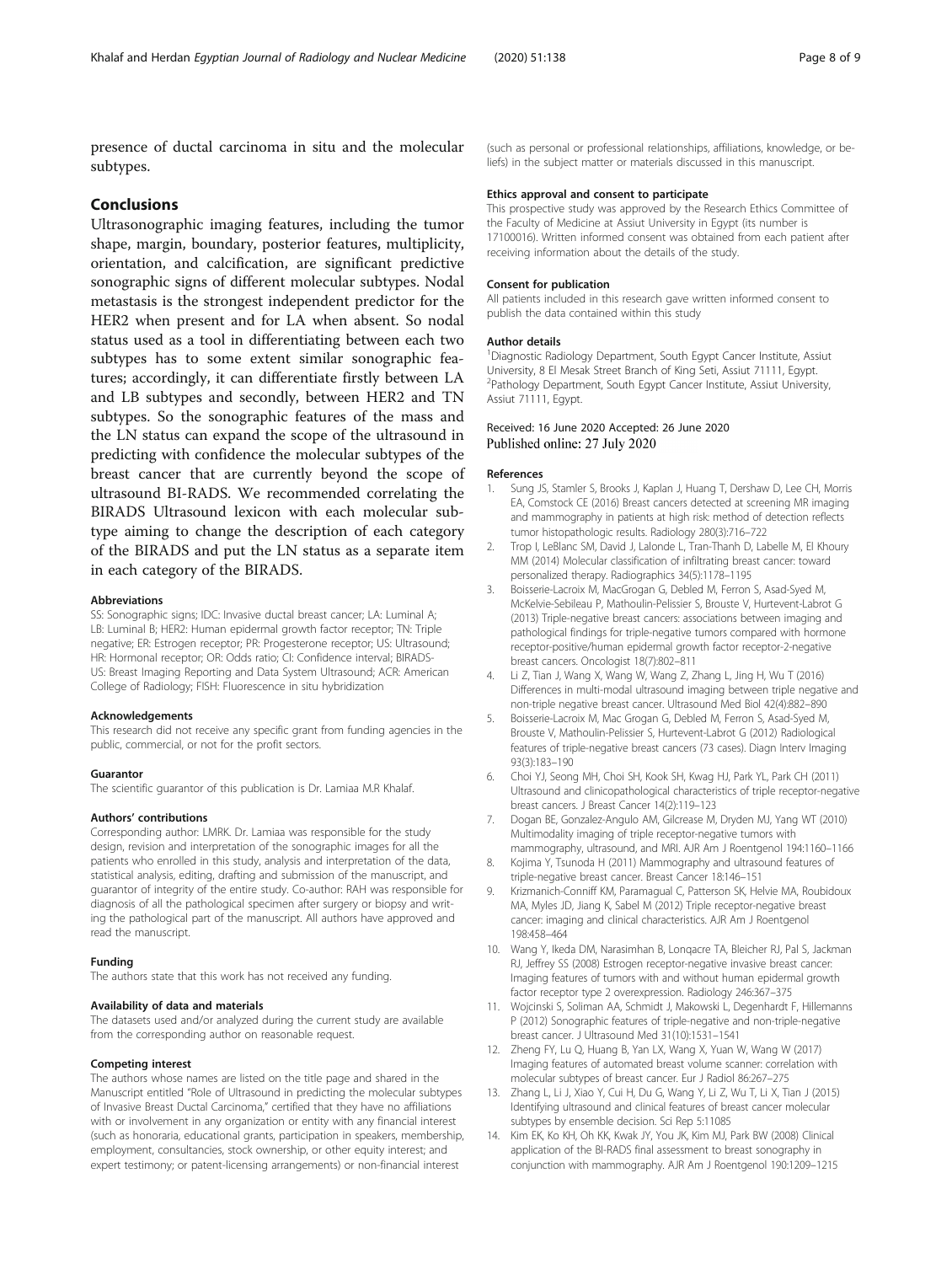presence of ductal carcinoma in situ and the molecular subtypes.

## Conclusions

Ultrasonographic imaging features, including the tumor shape, margin, boundary, posterior features, multiplicity, orientation, and calcification, are significant predictive sonographic signs of different molecular subtypes. Nodal metastasis is the strongest independent predictor for the HER2 when present and for LA when absent. So nodal status used as a tool in differentiating between each two subtypes has to some extent similar sonographic features; accordingly, it can differentiate firstly between LA and LB subtypes and secondly, between HER2 and TN subtypes. So the sonographic features of the mass and the LN status can expand the scope of the ultrasound in predicting with confidence the molecular subtypes of the breast cancer that are currently beyond the scope of ultrasound BI-RADS. We recommended correlating the BIRADS Ultrasound lexicon with each molecular subtype aiming to change the description of each category of the BIRADS and put the LN status as a separate item in each category of the BIRADS.

#### Abbreviations

SS: Sonographic signs; IDC: Invasive ductal breast cancer; LA: Luminal A; LB: Luminal B; HER2: Human epidermal growth factor receptor; TN: Triple negative; ER: Estrogen receptor; PR: Progesterone receptor; US: Ultrasound; HR: Hormonal receptor; OR: Odds ratio; CI: Confidence interval; BIRADS-US: Breast Imaging Reporting and Data System Ultrasound; ACR: American College of Radiology; FISH: Fluorescence in situ hybridization

#### Acknowledgements

This research did not receive any specific grant from funding agencies in the public, commercial, or not for the profit sectors.

#### Guarantor

The scientific guarantor of this publication is Dr. Lamiaa M.R Khalaf.

#### Authors' contributions

Corresponding author: LMRK. Dr. Lamiaa was responsible for the study design, revision and interpretation of the sonographic images for all the patients who enrolled in this study, analysis and interpretation of the data, statistical analysis, editing, drafting and submission of the manuscript, and guarantor of integrity of the entire study. Co-author: RAH was responsible for diagnosis of all the pathological specimen after surgery or biopsy and writing the pathological part of the manuscript. All authors have approved and read the manuscript.

#### Funding

The authors state that this work has not received any funding.

#### Availability of data and materials

The datasets used and/or analyzed during the current study are available from the corresponding author on reasonable request.

#### Competing interest

The authors whose names are listed on the title page and shared in the Manuscript entitled "Role of Ultrasound in predicting the molecular subtypes of Invasive Breast Ductal Carcinoma," certified that they have no affiliations with or involvement in any organization or entity with any financial interest (such as honoraria, educational grants, participation in speakers, membership, employment, consultancies, stock ownership, or other equity interest; and expert testimony; or patent-licensing arrangements) or non-financial interest (such as personal or professional relationships, affiliations, knowledge, or beliefs) in the subject matter or materials discussed in this manuscript.

#### Ethics approval and consent to participate

This prospective study was approved by the Research Ethics Committee of the Faculty of Medicine at Assiut University in Egypt (its number is 17100016). Written informed consent was obtained from each patient after receiving information about the details of the study.

#### Consent for publication

All patients included in this research gave written informed consent to publish the data contained within this study

#### Author details

[1]Diagnostic Radiology Department, South Egypt Cancer Institute, Assiut University, 8 El Mesak Street Branch of King Seti, Assiut 71111, Egypt. [2]Pathology Department, South Egypt Cancer Institute, Assiut University, Assiut 71111, Egypt.

Received: 16 June 2020 Accepted: 26 June 2020
Published online: 27 July 2020

#### References

1. Sung JS, Stamler S, Brooks J, Kaplan J, Huang T, Dershaw D, Lee CH, Morris EA, Comstock CE (2016) Breast cancers detected at screening MR imaging and mammography in patients at high risk: method of detection reflects tumor histopathologic results. Radiology 280(3):716–722
2. Trop I, LeBlanc SM, David J, Lalonde L, Tran-Thanh D, Labelle M, El Khoury MM (2014) Molecular classification of infiltrating breast cancer: toward personalized therapy. Radiographics 34(5):1178–1195
3. Boisserie-Lacroix M, MacGrogan G, Debled M, Ferron S, Asad-Syed M, McKelvie-Sebileau P, Mathoulin-Pelissier S, Brouste V, Hurtevent-Labrot G (2013) Triple-negative breast cancers: associations between imaging and pathological findings for triple-negative tumors compared with hormone receptor-positive/human epidermal growth factor receptor-2-negative breast cancers. Oncologist 18(7):802–811
4. Li Z, Tian J, Wang X, Wang W, Wang Z, Zhang L, Jing H, Wu T (2016) Differences in multi-modal ultrasound imaging between triple negative and non-triple negative breast cancer. Ultrasound Med Biol 42(4):882–890
5. Boisserie-Lacroix M, Mac Grogan G, Debled M, Ferron S, Asad-Syed M, Brouste V, Mathoulin-Pelissier S, Hurtevent-Labrot G (2012) Radiological features of triple-negative breast cancers (73 cases). Diagn Interv Imaging 93(3):183–190
6. Choi YJ, Seong MH, Choi SH, Kook SH, Kwag HJ, Park YL, Park CH (2011) Ultrasound and clinicopathological characteristics of triple receptor-negative breast cancers. J Breast Cancer 14(2):119–123
7. Dogan BE, Gonzalez-Angulo AM, Gilcrease M, Dryden MJ, Yang WT (2010) Multimodality imaging of triple receptor-negative tumors with mammography, ultrasound, and MRI. AJR Am J Roentgenol 194:1160–1166
8. Kojima Y, Tsunoda H (2011) Mammography and ultrasound features of triple-negative breast cancer. Breast Cancer 18:146–151
9. Krizmanich-Conniff KM, Paramagul C, Patterson SK, Helvie MA, Roubidoux MA, Myles JD, Jiang K, Sabel M (2012) Triple receptor-negative breast cancer: imaging and clinical characteristics. AJR Am J Roentgenol 198:458–464
10. Wang Y, Ikeda DM, Narasimhan B, Lonqacre TA, Bleicher RJ, Pal S, Jackman RJ, Jeffrey SS (2008) Estrogen receptor-negative invasive breast cancer: Imaging features of tumors with and without human epidermal growth factor receptor type 2 overexpression. Radiology 246:367–375
11. Wojcinski S, Soliman AA, Schmidt J, Makowski L, Degenhardt F, Hillemanns P (2012) Sonographic features of triple-negative and non-triple-negative breast cancer. J Ultrasound Med 31(10):1531–1541
12. Zheng FY, Lu Q, Huang B, Yan LX, Wang X, Yuan W, Wang W (2017) Imaging features of automated breast volume scanner: correlation with molecular subtypes of breast cancer. Eur J Radiol 86:267–275
13. Zhang L, Li J, Xiao Y, Cui H, Du G, Wang Y, Li Z, Wu T, Li X, Tian J (2015) Identifying ultrasound and clinical features of breast cancer molecular subtypes by ensemble decision. Sci Rep 5:11085
14. Kim EK, Ko KH, Oh KK, Kwak JY, You JK, Kim MJ, Park BW (2008) Clinical application of the BI-RADS final assessment to breast sonography in conjunction with mammography. AJR Am J Roentgenol 190:1209–1215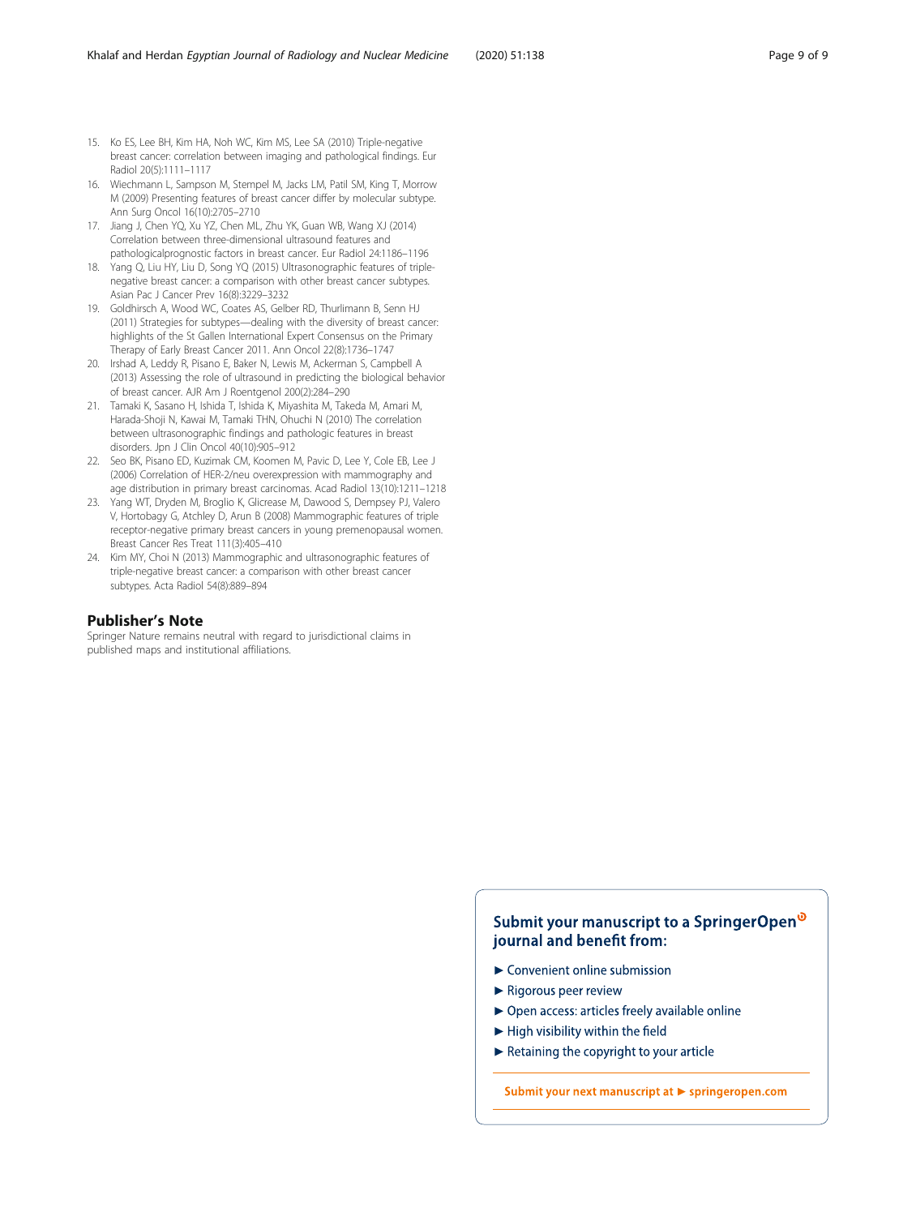15. Ko ES, Lee BH, Kim HA, Noh WC, Kim MS, Lee SA (2010) Triple-negative breast cancer: correlation between imaging and pathological findings. Eur Radiol 20(5):1111–1117
16. Wiechmann L, Sampson M, Stempel M, Jacks LM, Patil SM, King T, Morrow M (2009) Presenting features of breast cancer differ by molecular subtype. Ann Surg Oncol 16(10):2705–2710
17. Jiang J, Chen YQ, Xu YZ, Chen ML, Zhu YK, Guan WB, Wang XJ (2014) Correlation between three-dimensional ultrasound features and pathologicalprognostic factors in breast cancer. Eur Radiol 24:1186–1196
18. Yang Q, Liu HY, Liu D, Song YQ (2015) Ultrasonographic features of triple-negative breast cancer: a comparison with other breast cancer subtypes. Asian Pac J Cancer Prev 16(8):3229–3232
19. Goldhirsch A, Wood WC, Coates AS, Gelber RD, Thurlimann B, Senn HJ (2011) Strategies for subtypes—dealing with the diversity of breast cancer: highlights of the St Gallen International Expert Consensus on the Primary Therapy of Early Breast Cancer 2011. Ann Oncol 22(8):1736–1747
20. Irshad A, Leddy R, Pisano E, Baker N, Lewis M, Ackerman S, Campbell A (2013) Assessing the role of ultrasound in predicting the biological behavior of breast cancer. AJR Am J Roentgenol 200(2):284–290
21. Tamaki K, Sasano H, Ishida T, Ishida K, Miyashita M, Takeda M, Amari M, Harada-Shoji N, Kawai M, Tamaki THN, Ohuchi N (2010) The correlation between ultrasonographic findings and pathologic features in breast disorders. Jpn J Clin Oncol 40(10):905–912
22. Seo BK, Pisano ED, Kuzimak CM, Koomen M, Pavic D, Lee Y, Cole EB, Lee J (2006) Correlation of HER-2/neu overexpression with mammography and age distribution in primary breast carcinomas. Acad Radiol 13(10):1211–1218
23. Yang WT, Dryden M, Broglio K, Glicrease M, Dawood S, Dempsey PJ, Valero V, Hortobagy G, Atchley D, Arun B (2008) Mammographic features of triple receptor-negative primary breast cancers in young premenopausal women. Breast Cancer Res Treat 111(3):405–410
24. Kim MY, Choi N (2013) Mammographic and ultrasonographic features of triple-negative breast cancer: a comparison with other breast cancer subtypes. Acta Radiol 54(8):889–894

## Publisher's Note

Springer Nature remains neutral with regard to jurisdictional claims in published maps and institutional affiliations.

**Submit your manuscript to a SpringerOpen journal and benefit from:**

- ► Convenient online submission
- ► Rigorous peer review
- ► Open access: articles freely available online
- ► High visibility within the field
- ► Retaining the copyright to your article

**Submit your next manuscript at ► springeropen.com**